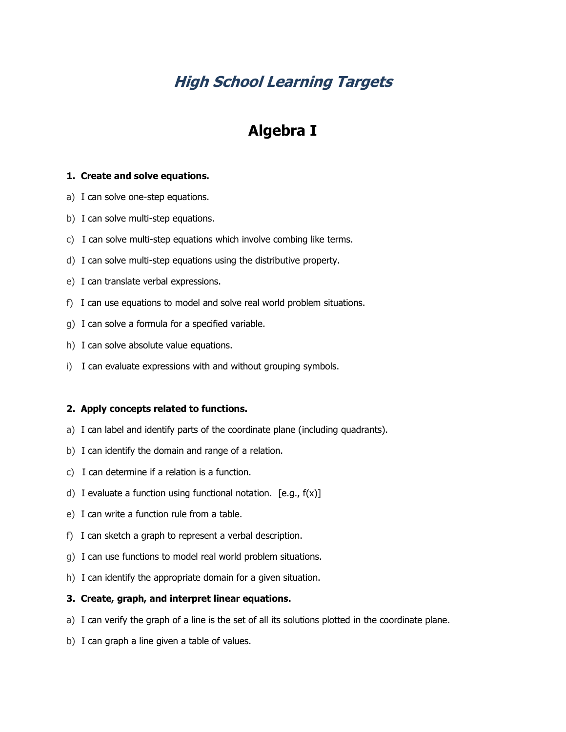# *High School Learning Targets*

## Algebra I

**1. Create and solve equations.**

a) I can solve one-step equations.

b) I can solve multi-step equations.

c) I can solve multi-step equations which involve combing like terms.

d) I can solve multi-step equations using the distributive property.

e) I can translate verbal expressions.

f) I can use equations to model and solve real world problem situations.

g) I can solve a formula for a specified variable.

h) I can solve absolute value equations.

i) I can evaluate expressions with and without grouping symbols.

**2. Apply concepts related to functions.**

a) I can label and identify parts of the coordinate plane (including quadrants).

b) I can identify the domain and range of a relation.

c) I can determine if a relation is a function.

d) I evaluate a function using functional notation. [e.g., $f(x)$]

e) I can write a function rule from a table.

f) I can sketch a graph to represent a verbal description.

g) I can use functions to model real world problem situations.

h) I can identify the appropriate domain for a given situation.

**3. Create, graph, and interpret linear equations.**

a) I can verify the graph of a line is the set of all its solutions plotted in the coordinate plane.

b) I can graph a line given a table of values.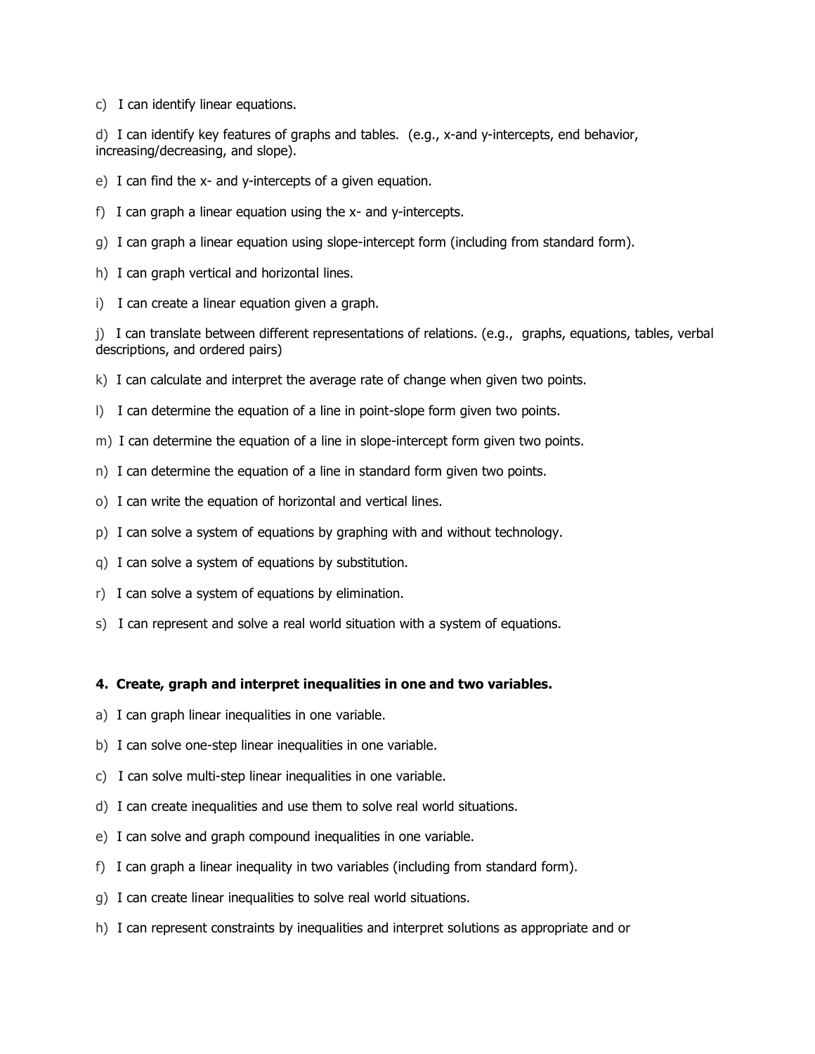c) I can identify linear equations.

d) I can identify key features of graphs and tables. (e.g., x-and y-intercepts, end behavior, increasing/decreasing, and slope).

e) I can find the x- and y-intercepts of a given equation.

f) I can graph a linear equation using the x- and y-intercepts.

g) I can graph a linear equation using slope-intercept form (including from standard form).

h) I can graph vertical and horizontal lines.

i) I can create a linear equation given a graph.

j) I can translate between different representations of relations. (e.g., graphs, equations, tables, verbal descriptions, and ordered pairs)

k) I can calculate and interpret the average rate of change when given two points.

l) I can determine the equation of a line in point-slope form given two points.

m) I can determine the equation of a line in slope-intercept form given two points.

n) I can determine the equation of a line in standard form given two points.

o) I can write the equation of horizontal and vertical lines.

p) I can solve a system of equations by graphing with and without technology.

q) I can solve a system of equations by substitution.

r) I can solve a system of equations by elimination.

s) I can represent and solve a real world situation with a system of equations.

**4. Create, graph and interpret inequalities in one and two variables.**

a) I can graph linear inequalities in one variable.

b) I can solve one-step linear inequalities in one variable.

c) I can solve multi-step linear inequalities in one variable.

d) I can create inequalities and use them to solve real world situations.

e) I can solve and graph compound inequalities in one variable.

f) I can graph a linear inequality in two variables (including from standard form).

g) I can create linear inequalities to solve real world situations.

h) I can represent constraints by inequalities and interpret solutions as appropriate and or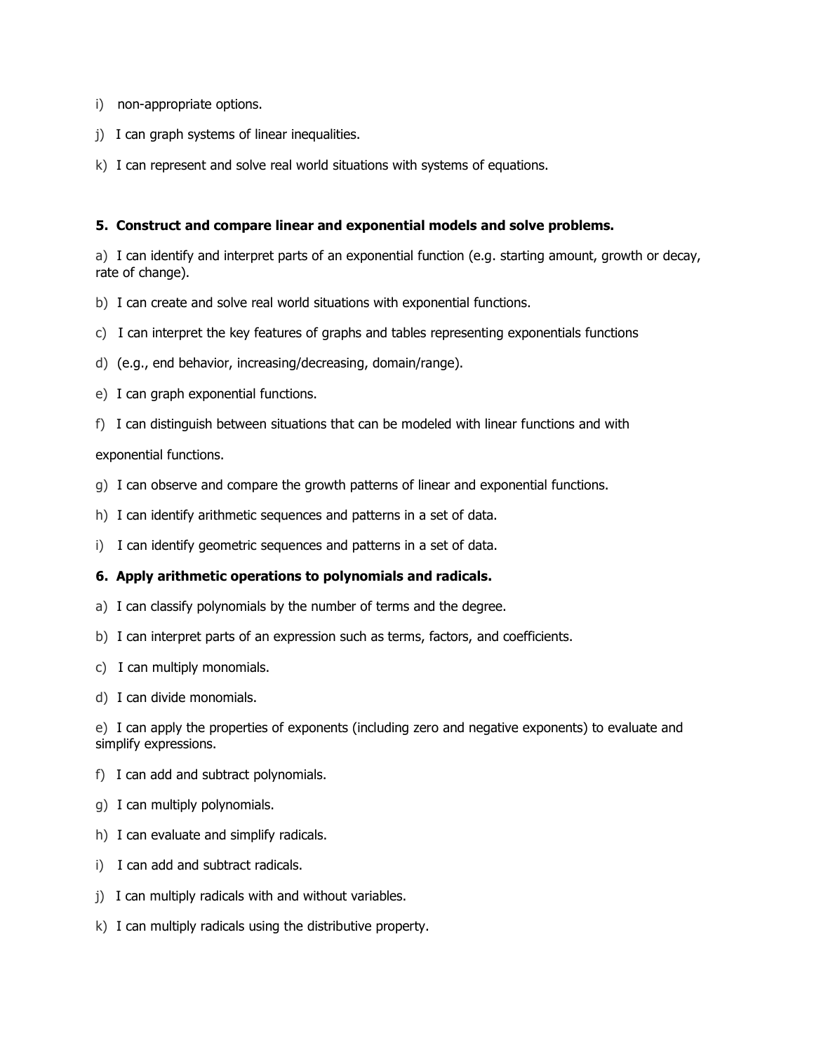i) non-appropriate options.

j) I can graph systems of linear inequalities.

k) I can represent and solve real world situations with systems of equations.

**5. Construct and compare linear and exponential models and solve problems.**

a) I can identify and interpret parts of an exponential function (e.g. starting amount, growth or decay, rate of change).

b) I can create and solve real world situations with exponential functions.

c) I can interpret the key features of graphs and tables representing exponentials functions

d) (e.g., end behavior, increasing/decreasing, domain/range).

e) I can graph exponential functions.

f) I can distinguish between situations that can be modeled with linear functions and with

exponential functions.

g) I can observe and compare the growth patterns of linear and exponential functions.

h) I can identify arithmetic sequences and patterns in a set of data.

i) I can identify geometric sequences and patterns in a set of data.

**6. Apply arithmetic operations to polynomials and radicals.**

a) I can classify polynomials by the number of terms and the degree.

b) I can interpret parts of an expression such as terms, factors, and coefficients.

c) I can multiply monomials.

d) I can divide monomials.

e) I can apply the properties of exponents (including zero and negative exponents) to evaluate and simplify expressions.

f) I can add and subtract polynomials.

g) I can multiply polynomials.

h) I can evaluate and simplify radicals.

i) I can add and subtract radicals.

j) I can multiply radicals with and without variables.

k) I can multiply radicals using the distributive property.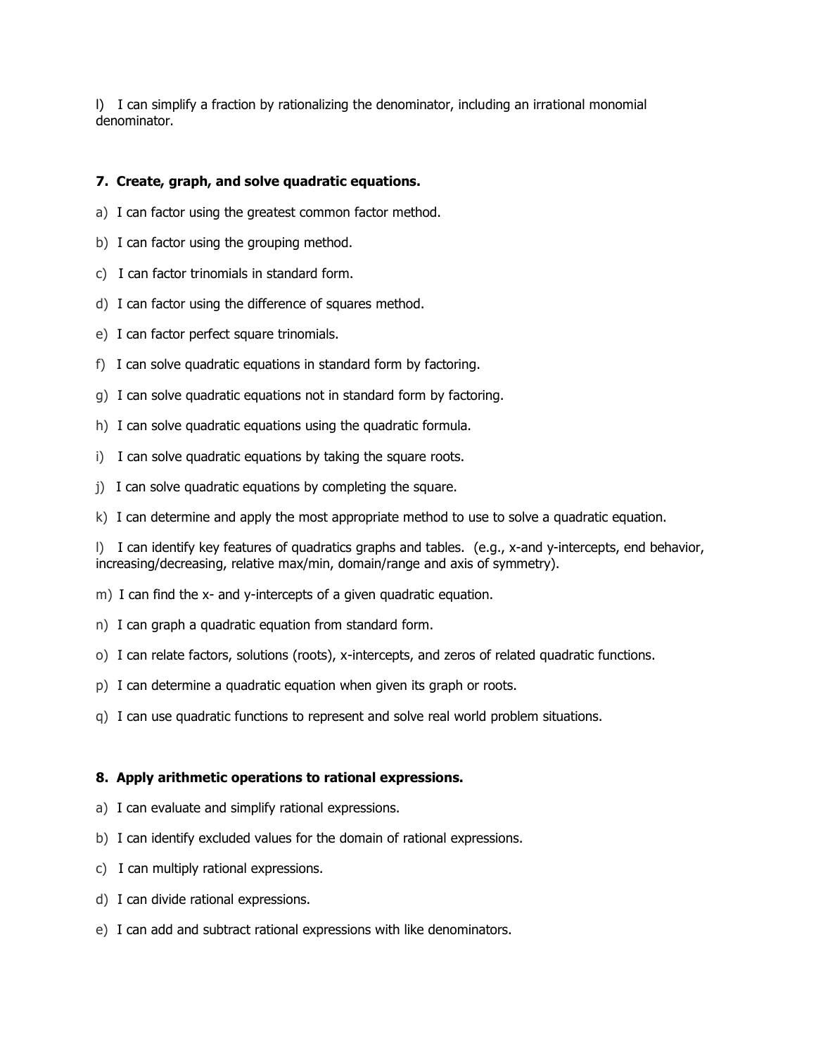l) I can simplify a fraction by rationalizing the denominator, including an irrational monomial denominator.

**7. Create, graph, and solve quadratic equations.**

a) I can factor using the greatest common factor method.

b) I can factor using the grouping method.

c) I can factor trinomials in standard form.

d) I can factor using the difference of squares method.

e) I can factor perfect square trinomials.

f) I can solve quadratic equations in standard form by factoring.

g) I can solve quadratic equations not in standard form by factoring.

h) I can solve quadratic equations using the quadratic formula.

i) I can solve quadratic equations by taking the square roots.

j) I can solve quadratic equations by completing the square.

k) I can determine and apply the most appropriate method to use to solve a quadratic equation.

l) I can identify key features of quadratics graphs and tables. (e.g., x-and y-intercepts, end behavior, increasing/decreasing, relative max/min, domain/range and axis of symmetry).

m) I can find the x- and y-intercepts of a given quadratic equation.

n) I can graph a quadratic equation from standard form.

o) I can relate factors, solutions (roots), x-intercepts, and zeros of related quadratic functions.

p) I can determine a quadratic equation when given its graph or roots.

q) I can use quadratic functions to represent and solve real world problem situations.

**8. Apply arithmetic operations to rational expressions.**

a) I can evaluate and simplify rational expressions.

b) I can identify excluded values for the domain of rational expressions.

c) I can multiply rational expressions.

d) I can divide rational expressions.

e) I can add and subtract rational expressions with like denominators.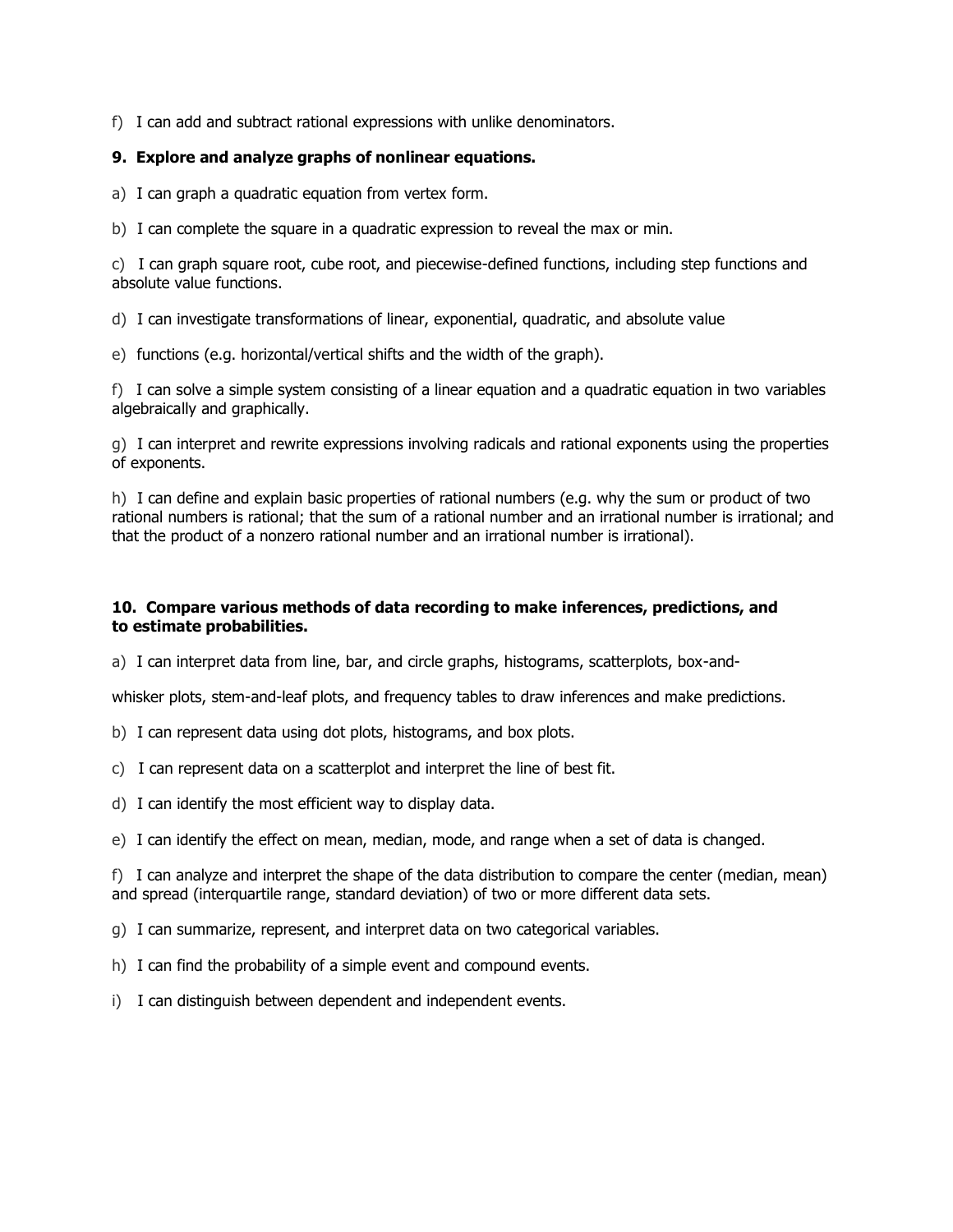f) I can add and subtract rational expressions with unlike denominators.

**9. Explore and analyze graphs of nonlinear equations.**

a) I can graph a quadratic equation from vertex form.

b) I can complete the square in a quadratic expression to reveal the max or min.

c) I can graph square root, cube root, and piecewise-defined functions, including step functions and absolute value functions.

d) I can investigate transformations of linear, exponential, quadratic, and absolute value

e) functions (e.g. horizontal/vertical shifts and the width of the graph).

f) I can solve a simple system consisting of a linear equation and a quadratic equation in two variables algebraically and graphically.

g) I can interpret and rewrite expressions involving radicals and rational exponents using the properties of exponents.

h) I can define and explain basic properties of rational numbers (e.g. why the sum or product of two rational numbers is rational; that the sum of a rational number and an irrational number is irrational; and that the product of a nonzero rational number and an irrational number is irrational).

**10. Compare various methods of data recording to make inferences, predictions, and to estimate probabilities.**

a) I can interpret data from line, bar, and circle graphs, histograms, scatterplots, box-and-

whisker plots, stem-and-leaf plots, and frequency tables to draw inferences and make predictions.

b) I can represent data using dot plots, histograms, and box plots.

c) I can represent data on a scatterplot and interpret the line of best fit.

d) I can identify the most efficient way to display data.

e) I can identify the effect on mean, median, mode, and range when a set of data is changed.

f) I can analyze and interpret the shape of the data distribution to compare the center (median, mean) and spread (interquartile range, standard deviation) of two or more different data sets.

g) I can summarize, represent, and interpret data on two categorical variables.

h) I can find the probability of a simple event and compound events.

i) I can distinguish between dependent and independent events.